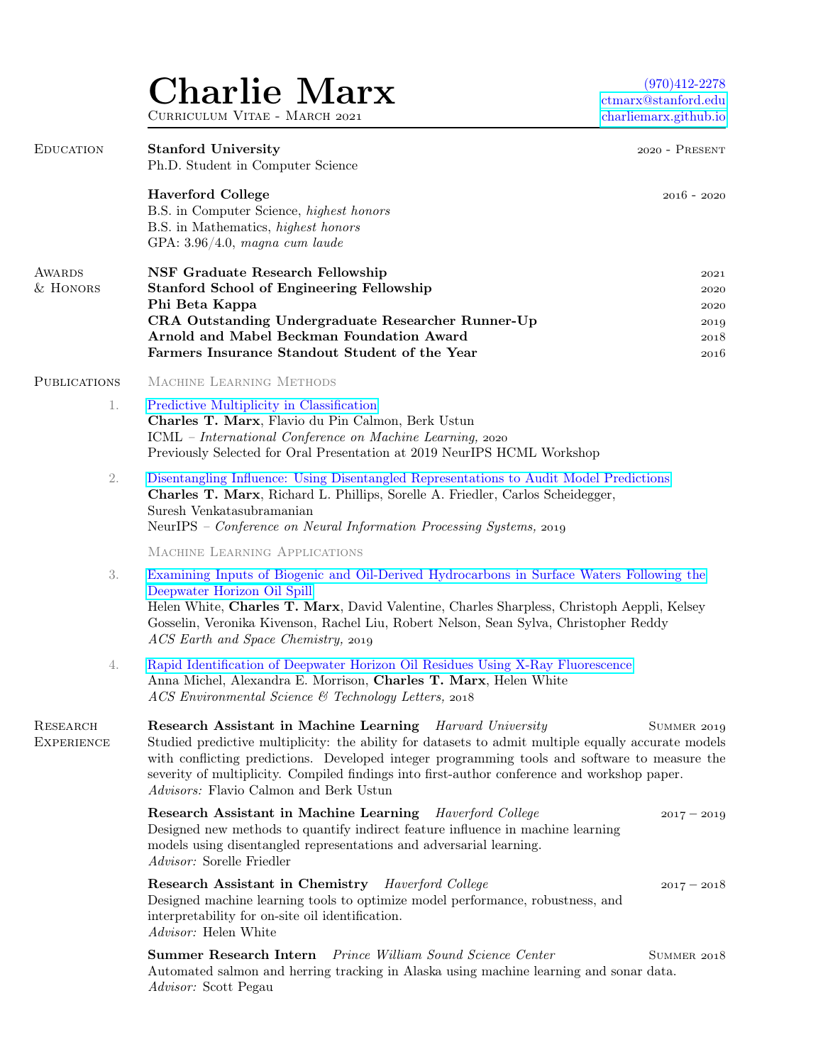# Charlie Marx

Curriculum Vitae - March 2021

(970)412-2278
ctmarx@stanford.edu
charliemarx.github.io

## Education

**Stanford University** — 2020 - Present
Ph.D. Student in Computer Science

**Haverford College** — 2016 - 2020
B.S. in Computer Science, *highest honors*
B.S. in Mathematics, *highest honors*
GPA: 3.96/4.0, *magna cum laude*

## Awards & Honors

- **NSF Graduate Research Fellowship** — 2021
- **Stanford School of Engineering Fellowship** — 2020
- **Phi Beta Kappa** — 2020
- **CRA Outstanding Undergraduate Researcher Runner-Up** — 2019
- **Arnold and Mabel Beckman Foundation Award** — 2018
- **Farmers Insurance Standout Student of the Year** — 2016

## Publications

### Machine Learning Methods

1. Predictive Multiplicity in Classification
   **Charles T. Marx**, Flavio du Pin Calmon, Berk Ustun
   ICML – *International Conference on Machine Learning,* 2020
   Previously Selected for Oral Presentation at 2019 NeurIPS HCML Workshop

2. Disentangling Influence: Using Disentangled Representations to Audit Model Predictions
   **Charles T. Marx**, Richard L. Phillips, Sorelle A. Friedler, Carlos Scheidegger, Suresh Venkatasubramanian
   NeurIPS – *Conference on Neural Information Processing Systems,* 2019

### Machine Learning Applications

3. Examining Inputs of Biogenic and Oil-Derived Hydrocarbons in Surface Waters Following the Deepwater Horizon Oil Spill
   Helen White, **Charles T. Marx**, David Valentine, Charles Sharpless, Christoph Aeppli, Kelsey Gosselin, Veronika Kivenson, Rachel Liu, Robert Nelson, Sean Sylva, Christopher Reddy
   *ACS Earth and Space Chemistry,* 2019

4. Rapid Identification of Deepwater Horizon Oil Residues Using X-Ray Fluorescence
   Anna Michel, Alexandra E. Morrison, **Charles T. Marx**, Helen White
   *ACS Environmental Science & Technology Letters,* 2018

## Research Experience

**Research Assistant in Machine Learning** *Harvard University* — Summer 2019
Studied predictive multiplicity: the ability for datasets to admit multiple equally accurate models with conflicting predictions. Developed integer programming tools and software to measure the severity of multiplicity. Compiled findings into first-author conference and workshop paper.
*Advisors:* Flavio Calmon and Berk Ustun

**Research Assistant in Machine Learning** *Haverford College* — 2017 – 2019
Designed new methods to quantify indirect feature influence in machine learning models using disentangled representations and adversarial learning.
*Advisor:* Sorelle Friedler

**Research Assistant in Chemistry** *Haverford College* — 2017 – 2018
Designed machine learning tools to optimize model performance, robustness, and interpretability for on-site oil identification.
*Advisor:* Helen White

**Summer Research Intern** *Prince William Sound Science Center* — Summer 2018
Automated salmon and herring tracking in Alaska using machine learning and sonar data.
*Advisor:* Scott Pegau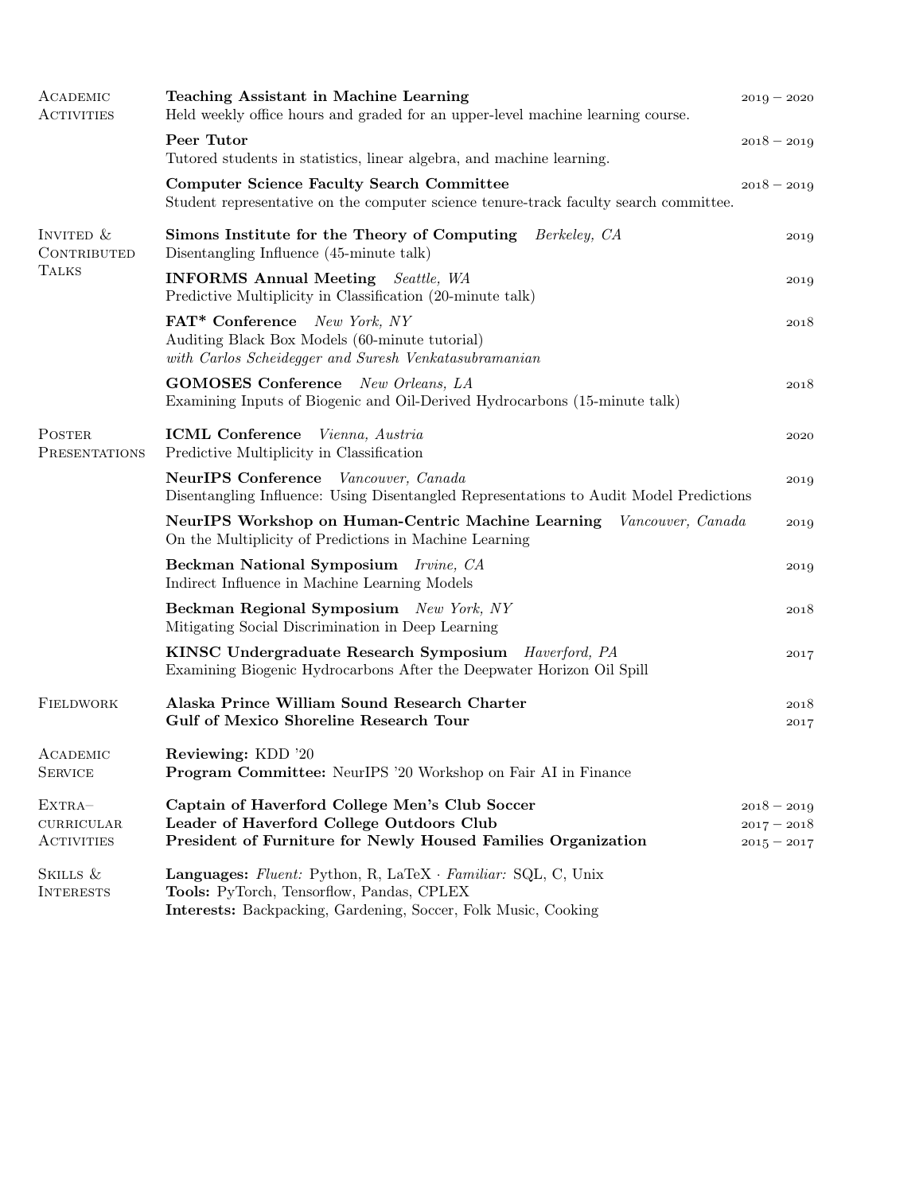## Academic Activities

**Teaching Assistant in Machine Learning** — 2019 – 2020
Held weekly office hours and graded for an upper-level machine learning course.

**Peer Tutor** — 2018 – 2019
Tutored students in statistics, linear algebra, and machine learning.

**Computer Science Faculty Search Committee** — 2018 – 2019
Student representative on the computer science tenure-track faculty search committee.

## Invited & Contributed Talks

**Simons Institute for the Theory of Computing** *Berkeley, CA* — 2019
Disentangling Influence (45-minute talk)

**INFORMS Annual Meeting** *Seattle, WA* — 2019
Predictive Multiplicity in Classification (20-minute talk)

**FAT* Conference** *New York, NY* — 2018
Auditing Black Box Models (60-minute tutorial)
*with Carlos Scheidegger and Suresh Venkatasubramanian*

**GOMOSES Conference** *New Orleans, LA* — 2018
Examining Inputs of Biogenic and Oil-Derived Hydrocarbons (15-minute talk)

## Poster Presentations

**ICML Conference** *Vienna, Austria* — 2020
Predictive Multiplicity in Classification

**NeurIPS Conference** *Vancouver, Canada* — 2019
Disentangling Influence: Using Disentangled Representations to Audit Model Predictions

**NeurIPS Workshop on Human-Centric Machine Learning** *Vancouver, Canada* — 2019
On the Multiplicity of Predictions in Machine Learning

**Beckman National Symposium** *Irvine, CA* — 2019
Indirect Influence in Machine Learning Models

**Beckman Regional Symposium** *New York, NY* — 2018
Mitigating Social Discrimination in Deep Learning

**KINSC Undergraduate Research Symposium** *Haverford, PA* — 2017
Examining Biogenic Hydrocarbons After the Deepwater Horizon Oil Spill

## Fieldwork

**Alaska Prince William Sound Research Charter** — 2018
**Gulf of Mexico Shoreline Research Tour** — 2017

## Academic Service

**Reviewing:** KDD '20
**Program Committee:** NeurIPS '20 Workshop on Fair AI in Finance

## Extra-curricular Activities

**Captain of Haverford College Men's Club Soccer** — 2018 – 2019
**Leader of Haverford College Outdoors Club** — 2017 – 2018
**President of Furniture for Newly Housed Families Organization** — 2015 – 2017

## Skills & Interests

**Languages:** *Fluent:* Python, R, LaTeX · *Familiar:* SQL, C, Unix
**Tools:** PyTorch, Tensorflow, Pandas, CPLEX
**Interests:** Backpacking, Gardening, Soccer, Folk Music, Cooking